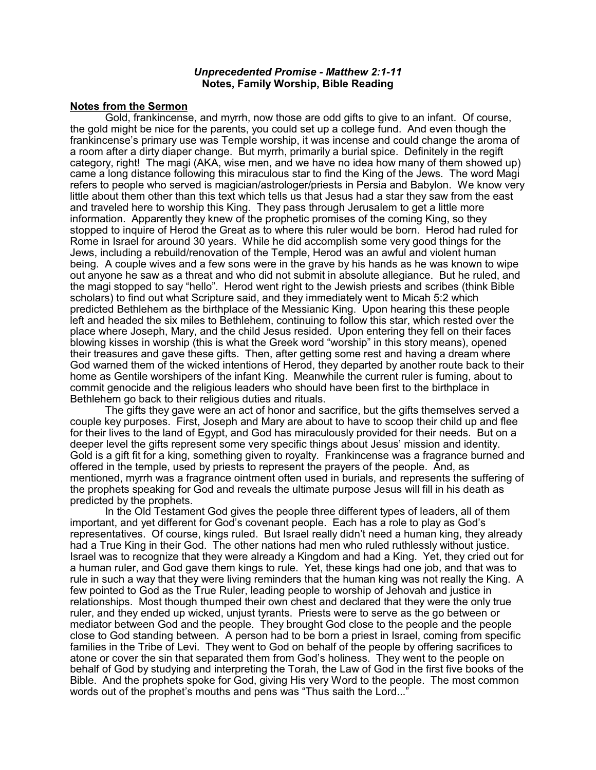***Unprecedented Promise - Matthew 2:1-11***
**Notes, Family Worship, Bible Reading**

**Notes from the Sermon**

Gold, frankincense, and myrrh, now those are odd gifts to give to an infant. Of course, the gold might be nice for the parents, you could set up a college fund. And even though the frankincense's primary use was Temple worship, it was incense and could change the aroma of a room after a dirty diaper change. But myrrh, primarily a burial spice. Definitely in the regift category, right! The magi (AKA, wise men, and we have no idea how many of them showed up) came a long distance following this miraculous star to find the King of the Jews. The word Magi refers to people who served is magician/astrologer/priests in Persia and Babylon. We know very little about them other than this text which tells us that Jesus had a star they saw from the east and traveled here to worship this King. They pass through Jerusalem to get a little more information. Apparently they knew of the prophetic promises of the coming King, so they stopped to inquire of Herod the Great as to where this ruler would be born. Herod had ruled for Rome in Israel for around 30 years. While he did accomplish some very good things for the Jews, including a rebuild/renovation of the Temple, Herod was an awful and violent human being. A couple wives and a few sons were in the grave by his hands as he was known to wipe out anyone he saw as a threat and who did not submit in absolute allegiance. But he ruled, and the magi stopped to say "hello". Herod went right to the Jewish priests and scribes (think Bible scholars) to find out what Scripture said, and they immediately went to Micah 5:2 which predicted Bethlehem as the birthplace of the Messianic King. Upon hearing this these people left and headed the six miles to Bethlehem, continuing to follow this star, which rested over the place where Joseph, Mary, and the child Jesus resided. Upon entering they fell on their faces blowing kisses in worship (this is what the Greek word "worship" in this story means), opened their treasures and gave these gifts. Then, after getting some rest and having a dream where God warned them of the wicked intentions of Herod, they departed by another route back to their home as Gentile worshipers of the infant King. Meanwhile the current ruler is fuming, about to commit genocide and the religious leaders who should have been first to the birthplace in Bethlehem go back to their religious duties and rituals.

The gifts they gave were an act of honor and sacrifice, but the gifts themselves served a couple key purposes. First, Joseph and Mary are about to have to scoop their child up and flee for their lives to the land of Egypt, and God has miraculously provided for their needs. But on a deeper level the gifts represent some very specific things about Jesus' mission and identity. Gold is a gift fit for a king, something given to royalty. Frankincense was a fragrance burned and offered in the temple, used by priests to represent the prayers of the people. And, as mentioned, myrrh was a fragrance ointment often used in burials, and represents the suffering of the prophets speaking for God and reveals the ultimate purpose Jesus will fill in his death as predicted by the prophets.

In the Old Testament God gives the people three different types of leaders, all of them important, and yet different for God's covenant people. Each has a role to play as God's representatives. Of course, kings ruled. But Israel really didn't need a human king, they already had a True King in their God. The other nations had men who ruled ruthlessly without justice. Israel was to recognize that they were already a Kingdom and had a King. Yet, they cried out for a human ruler, and God gave them kings to rule. Yet, these kings had one job, and that was to rule in such a way that they were living reminders that the human king was not really the King. A few pointed to God as the True Ruler, leading people to worship of Jehovah and justice in relationships. Most though thumped their own chest and declared that they were the only true ruler, and they ended up wicked, unjust tyrants. Priests were to serve as the go between or mediator between God and the people. They brought God close to the people and the people close to God standing between. A person had to be born a priest in Israel, coming from specific families in the Tribe of Levi. They went to God on behalf of the people by offering sacrifices to atone or cover the sin that separated them from God's holiness. They went to the people on behalf of God by studying and interpreting the Torah, the Law of God in the first five books of the Bible. And the prophets spoke for God, giving His very Word to the people. The most common words out of the prophet's mouths and pens was "Thus saith the Lord..."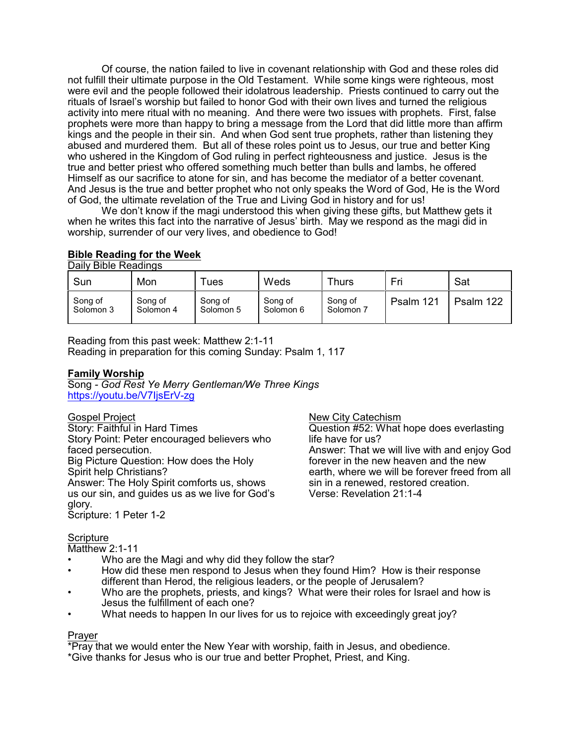Of course, the nation failed to live in covenant relationship with God and these roles did not fulfill their ultimate purpose in the Old Testament. While some kings were righteous, most were evil and the people followed their idolatrous leadership. Priests continued to carry out the rituals of Israel's worship but failed to honor God with their own lives and turned the religious activity into mere ritual with no meaning. And there were two issues with prophets. First, false prophets were more than happy to bring a message from the Lord that did little more than affirm kings and the people in their sin. And when God sent true prophets, rather than listening they abused and murdered them. But all of these roles point us to Jesus, our true and better King who ushered in the Kingdom of God ruling in perfect righteousness and justice. Jesus is the true and better priest who offered something much better than bulls and lambs, he offered Himself as our sacrifice to atone for sin, and has become the mediator of a better covenant. And Jesus is the true and better prophet who not only speaks the Word of God, He is the Word of God, the ultimate revelation of the True and Living God in history and for us!

We don't know if the magi understood this when giving these gifts, but Matthew gets it when he writes this fact into the narrative of Jesus' birth. May we respond as the magi did in worship, surrender of our very lives, and obedience to God!

## Bible Reading for the Week

Daily Bible Readings

| Sun | Mon | Tues | Weds | Thurs | Fri | Sat |
|---|---|---|---|---|---|---|
| Song of Solomon 3 | Song of Solomon 4 | Song of Solomon 5 | Song of Solomon 6 | Song of Solomon 7 | Psalm 121 | Psalm 122 |

Reading from this past week: Matthew 2:1-11
Reading in preparation for this coming Sunday: Psalm 1, 117

## Family Worship

Song - *God Rest Ye Merry Gentleman/We Three Kings*
https://youtu.be/V7IjsErV-zg

Gospel Project
Story: Faithful in Hard Times
Story Point: Peter encouraged believers who faced persecution.
Big Picture Question: How does the Holy Spirit help Christians?
Answer: The Holy Spirit comforts us, shows us our sin, and guides us as we live for God's glory.
Scripture: 1 Peter 1-2

New City Catechism
Question #52: What hope does everlasting life have for us?
Answer: That we will live with and enjoy God forever in the new heaven and the new earth, where we will be forever freed from all sin in a renewed, restored creation.
Verse: Revelation 21:1-4

Scripture
Matthew 2:1-11

- Who are the Magi and why did they follow the star?
- How did these men respond to Jesus when they found Him? How is their response different than Herod, the religious leaders, or the people of Jerusalem?
- Who are the prophets, priests, and kings? What were their roles for Israel and how is Jesus the fulfillment of each one?
- What needs to happen In our lives for us to rejoice with exceedingly great joy?

Prayer
*Pray that we would enter the New Year with worship, faith in Jesus, and obedience.
*Give thanks for Jesus who is our true and better Prophet, Priest, and King.